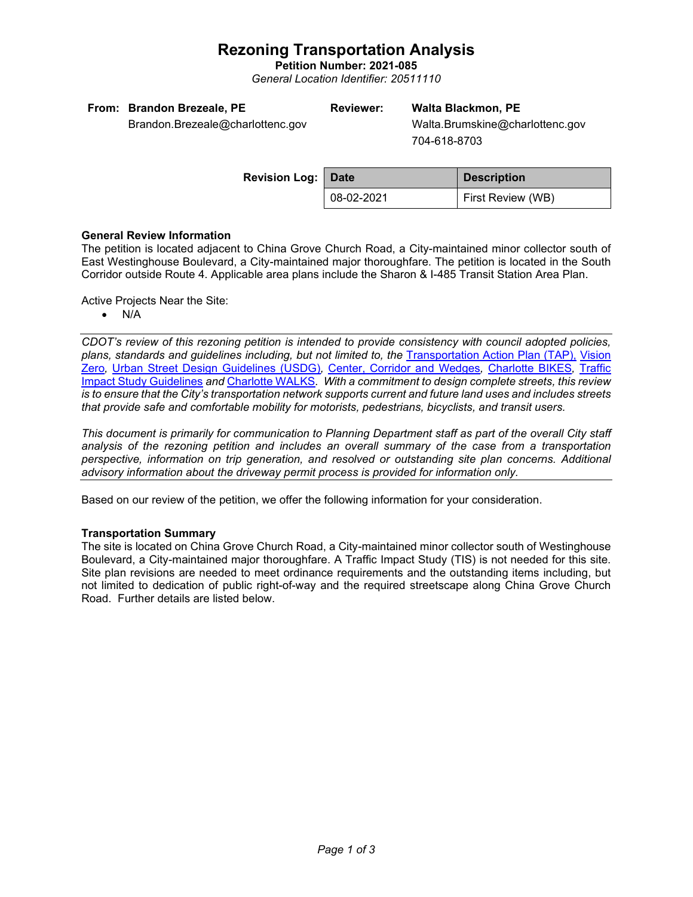# Rezoning Transportation Analysis

**Petition Number: 2021-085**

*General Location Identifier: 20511110*

**From:** **Brandon Brezeale, PE**
Brandon.Brezeale@charlottenc.gov

**Reviewer:** **Walta Blackmon, PE**
Walta.Brumskine@charlottenc.gov
704-618-8703

**Revision Log:**

| Date | Description |
|---|---|
| 08-02-2021 | First Review (WB) |

**General Review Information**

The petition is located adjacent to China Grove Church Road, a City-maintained minor collector south of East Westinghouse Boulevard, a City-maintained major thoroughfare. The petition is located in the South Corridor outside Route 4. Applicable area plans include the Sharon & I-485 Transit Station Area Plan.

Active Projects Near the Site:

- N/A

---

*CDOT's review of this rezoning petition is intended to provide consistency with council adopted policies, plans, standards and guidelines including, but not limited to, the* Transportation Action Plan (TAP), Vision Zero*,* Urban Street Design Guidelines (USDG)*,* Center, Corridor and Wedges*,* Charlotte BIKES*,* Traffic Impact Study Guidelines *and* Charlotte WALKS*. With a commitment to design complete streets, this review is to ensure that the City's transportation network supports current and future land uses and includes streets that provide safe and comfortable mobility for motorists, pedestrians, bicyclists, and transit users.*

*This document is primarily for communication to Planning Department staff as part of the overall City staff analysis of the rezoning petition and includes an overall summary of the case from a transportation perspective, information on trip generation, and resolved or outstanding site plan concerns. Additional advisory information about the driveway permit process is provided for information only.*

---

Based on our review of the petition, we offer the following information for your consideration.

**Transportation Summary**

The site is located on China Grove Church Road, a City-maintained minor collector south of Westinghouse Boulevard, a City-maintained major thoroughfare. A Traffic Impact Study (TIS) is not needed for this site. Site plan revisions are needed to meet ordinance requirements and the outstanding items including, but not limited to dedication of public right-of-way and the required streetscape along China Grove Church Road. Further details are listed below.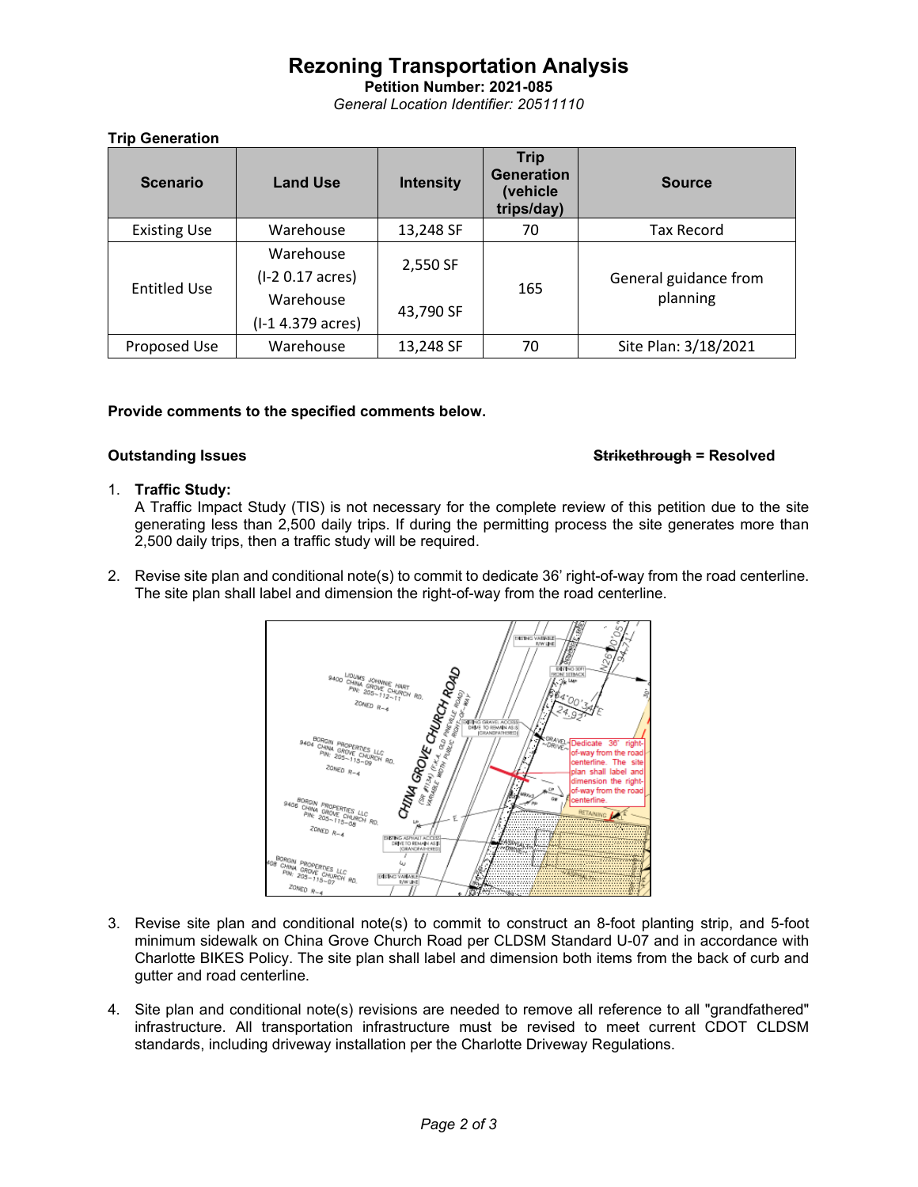# Rezoning Transportation Analysis

**Petition Number: 2021-085**

*General Location Identifier: 20511110*

**Trip Generation**

| Scenario | Land Use | Intensity | Trip Generation (vehicle trips/day) | Source |
|---|---|---|---|---|
| Existing Use | Warehouse | 13,248 SF | 70 | Tax Record |
| Entitled Use | Warehouse (I-2 0.17 acres) Warehouse (I-1 4.379 acres) | 2,550 SF 43,790 SF | 165 | General guidance from planning |
| Proposed Use | Warehouse | 13,248 SF | 70 | Site Plan: 3/18/2021 |

**Provide comments to the specified comments below.**

**Outstanding Issues** **~~Strikethrough~~ = Resolved**

1. **Traffic Study:**
   A Traffic Impact Study (TIS) is not necessary for the complete review of this petition due to the site generating less than 2,500 daily trips. If during the permitting process the site generates more than 2,500 daily trips, then a traffic study will be required.

2. Revise site plan and conditional note(s) to commit to dedicate 36' right-of-way from the road centerline. The site plan shall label and dimension the right-of-way from the road centerline.

3. Revise site plan and conditional note(s) to commit to construct an 8-foot planting strip, and 5-foot minimum sidewalk on China Grove Church Road per CLDSM Standard U-07 and in accordance with Charlotte BIKES Policy. The site plan shall label and dimension both items from the back of curb and gutter and road centerline.

4. Site plan and conditional note(s) revisions are needed to remove all reference to all "grandfathered" infrastructure. All transportation infrastructure must be revised to meet current CDOT CLDSM standards, including driveway installation per the Charlotte Driveway Regulations.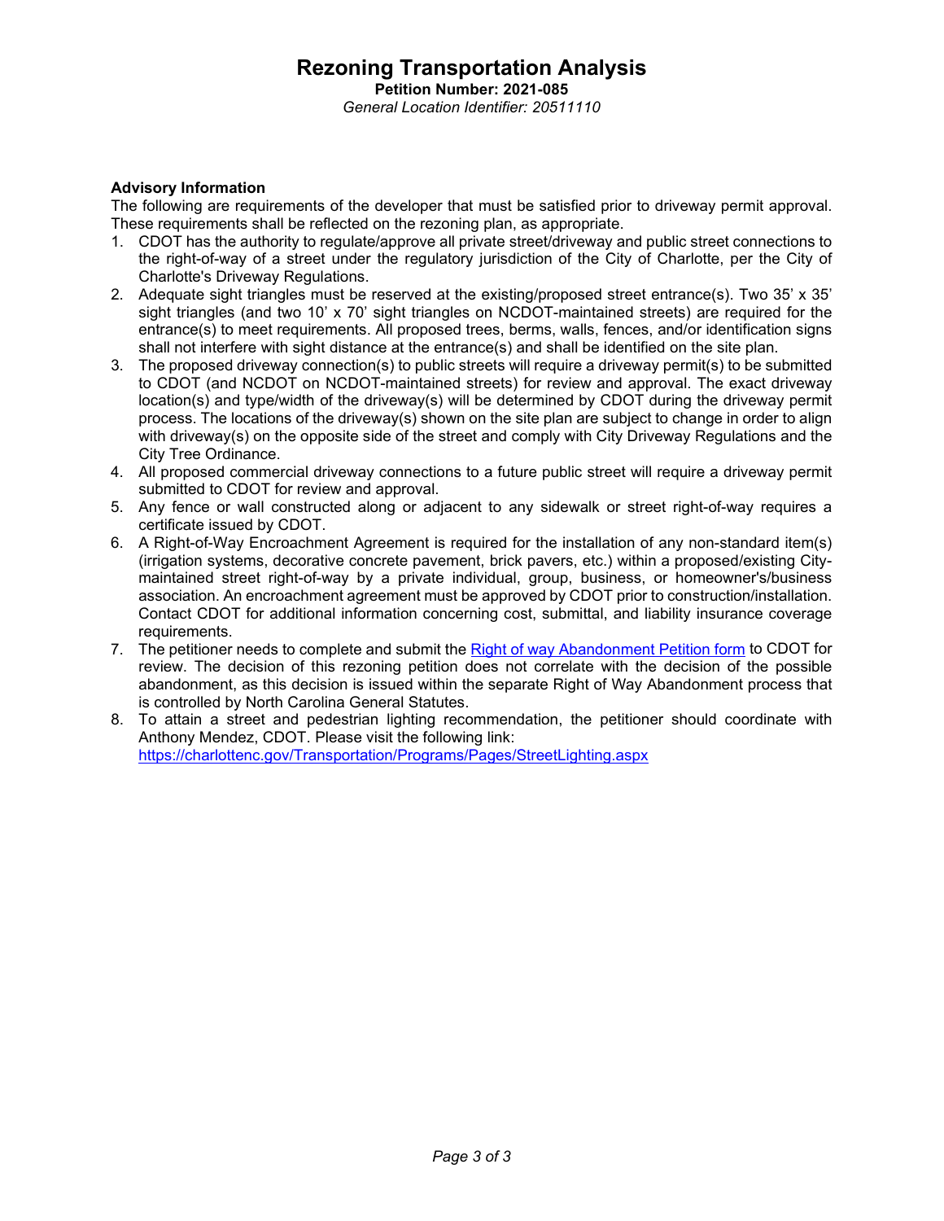# Rezoning Transportation Analysis

**Petition Number: 2021-085**

*General Location Identifier: 20511110*

**Advisory Information**

The following are requirements of the developer that must be satisfied prior to driveway permit approval. These requirements shall be reflected on the rezoning plan, as appropriate.

1. CDOT has the authority to regulate/approve all private street/driveway and public street connections to the right-of-way of a street under the regulatory jurisdiction of the City of Charlotte, per the City of Charlotte's Driveway Regulations.
2. Adequate sight triangles must be reserved at the existing/proposed street entrance(s). Two 35' x 35' sight triangles (and two 10' x 70' sight triangles on NCDOT-maintained streets) are required for the entrance(s) to meet requirements. All proposed trees, berms, walls, fences, and/or identification signs shall not interfere with sight distance at the entrance(s) and shall be identified on the site plan.
3. The proposed driveway connection(s) to public streets will require a driveway permit(s) to be submitted to CDOT (and NCDOT on NCDOT-maintained streets) for review and approval. The exact driveway location(s) and type/width of the driveway(s) will be determined by CDOT during the driveway permit process. The locations of the driveway(s) shown on the site plan are subject to change in order to align with driveway(s) on the opposite side of the street and comply with City Driveway Regulations and the City Tree Ordinance.
4. All proposed commercial driveway connections to a future public street will require a driveway permit submitted to CDOT for review and approval.
5. Any fence or wall constructed along or adjacent to any sidewalk or street right-of-way requires a certificate issued by CDOT.
6. A Right-of-Way Encroachment Agreement is required for the installation of any non-standard item(s) (irrigation systems, decorative concrete pavement, brick pavers, etc.) within a proposed/existing City-maintained street right-of-way by a private individual, group, business, or homeowner's/business association. An encroachment agreement must be approved by CDOT prior to construction/installation. Contact CDOT for additional information concerning cost, submittal, and liability insurance coverage requirements.
7. The petitioner needs to complete and submit the Right of way Abandonment Petition form to CDOT for review. The decision of this rezoning petition does not correlate with the decision of the possible abandonment, as this decision is issued within the separate Right of Way Abandonment process that is controlled by North Carolina General Statutes.
8. To attain a street and pedestrian lighting recommendation, the petitioner should coordinate with Anthony Mendez, CDOT. Please visit the following link: https://charlottenc.gov/Transportation/Programs/Pages/StreetLighting.aspx